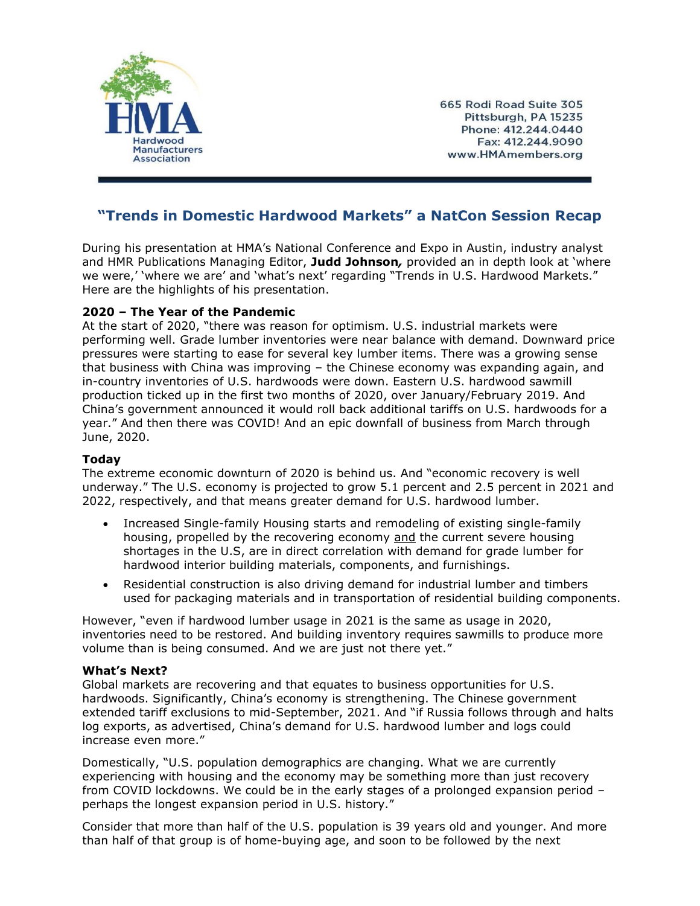HMA
Hardwood Manufacturers Association

665 Rodi Road Suite 305
Pittsburgh, PA 15235
Phone: 412.244.0440
Fax: 412.244.9090
www.HMAmembers.org

## "Trends in Domestic Hardwood Markets" a NatCon Session Recap

During his presentation at HMA's National Conference and Expo in Austin, industry analyst and HMR Publications Managing Editor, **Judd Johnson***,* provided an in depth look at 'where we were,' 'where we are' and 'what's next' regarding "Trends in U.S. Hardwood Markets." Here are the highlights of his presentation.

### 2020 – The Year of the Pandemic

At the start of 2020, "there was reason for optimism. U.S. industrial markets were performing well. Grade lumber inventories were near balance with demand. Downward price pressures were starting to ease for several key lumber items. There was a growing sense that business with China was improving – the Chinese economy was expanding again, and in-country inventories of U.S. hardwoods were down. Eastern U.S. hardwood sawmill production ticked up in the first two months of 2020, over January/February 2019. And China's government announced it would roll back additional tariffs on U.S. hardwoods for a year." And then there was COVID! And an epic downfall of business from March through June, 2020.

### Today

The extreme economic downturn of 2020 is behind us. And "economic recovery is well underway." The U.S. economy is projected to grow 5.1 percent and 2.5 percent in 2021 and 2022, respectively, and that means greater demand for U.S. hardwood lumber.

- Increased Single-family Housing starts and remodeling of existing single-family housing, propelled by the recovering economy and the current severe housing shortages in the U.S, are in direct correlation with demand for grade lumber for hardwood interior building materials, components, and furnishings.
- Residential construction is also driving demand for industrial lumber and timbers used for packaging materials and in transportation of residential building components.

However, "even if hardwood lumber usage in 2021 is the same as usage in 2020, inventories need to be restored. And building inventory requires sawmills to produce more volume than is being consumed. And we are just not there yet."

### What's Next?

Global markets are recovering and that equates to business opportunities for U.S. hardwoods. Significantly, China's economy is strengthening. The Chinese government extended tariff exclusions to mid-September, 2021. And "if Russia follows through and halts log exports, as advertised, China's demand for U.S. hardwood lumber and logs could increase even more."

Domestically, "U.S. population demographics are changing. What we are currently experiencing with housing and the economy may be something more than just recovery from COVID lockdowns. We could be in the early stages of a prolonged expansion period – perhaps the longest expansion period in U.S. history."

Consider that more than half of the U.S. population is 39 years old and younger. And more than half of that group is of home-buying age, and soon to be followed by the next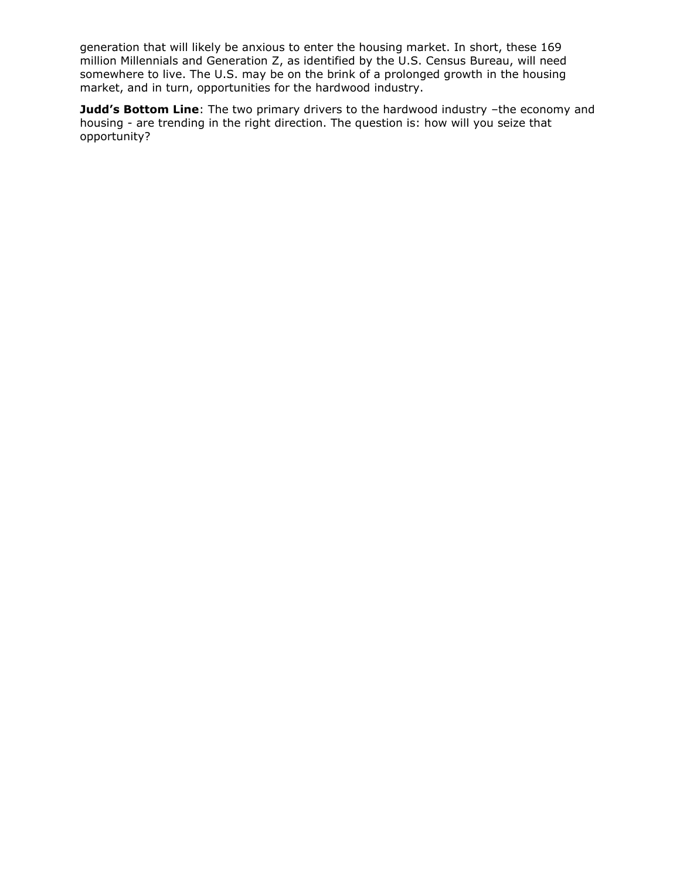generation that will likely be anxious to enter the housing market. In short, these 169 million Millennials and Generation Z, as identified by the U.S. Census Bureau, will need somewhere to live. The U.S. may be on the brink of a prolonged growth in the housing market, and in turn, opportunities for the hardwood industry.

**Judd's Bottom Line**: The two primary drivers to the hardwood industry –the economy and housing - are trending in the right direction. The question is: how will you seize that opportunity?